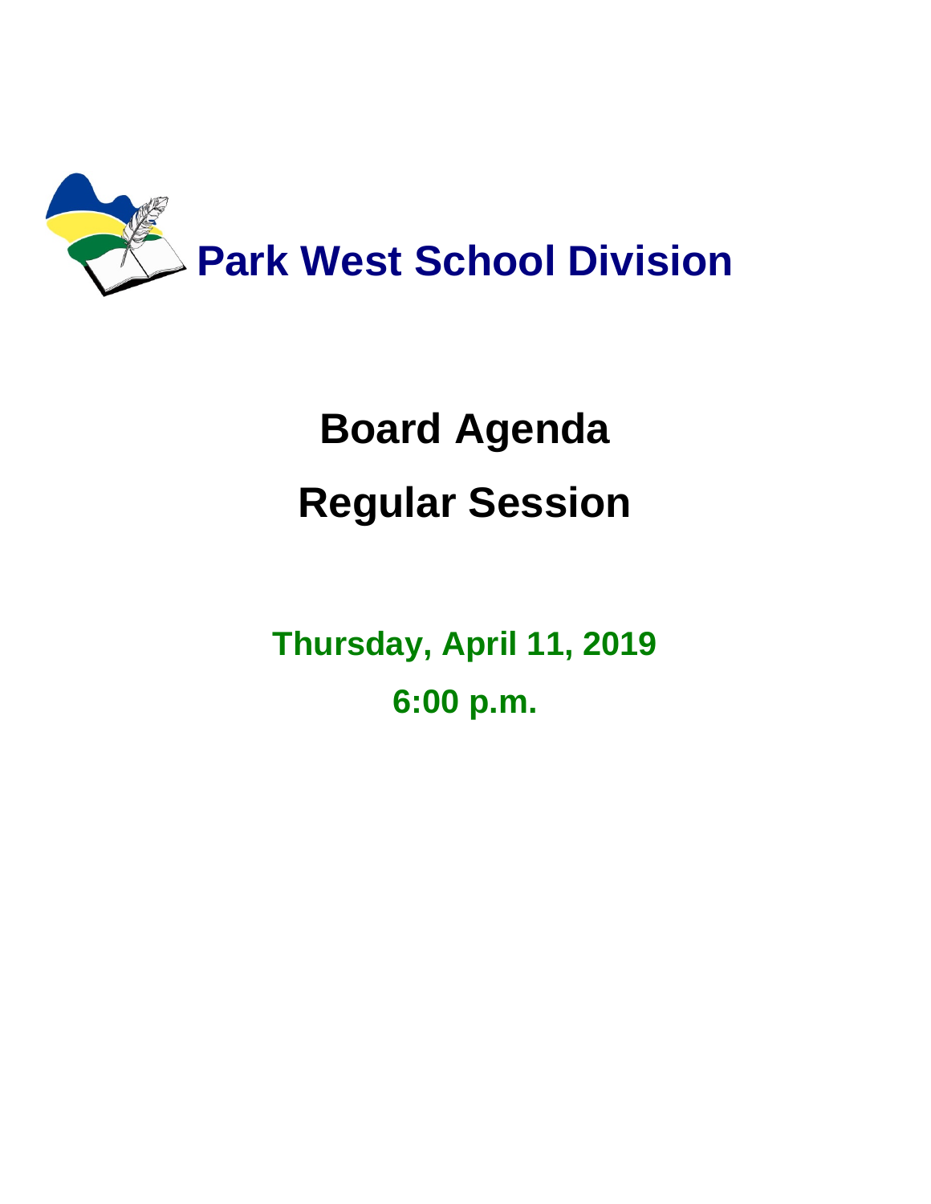# Park West School Division

# Board Agenda

# Regular Session

**Thursday, April 11, 2019**

**6:00 p.m.**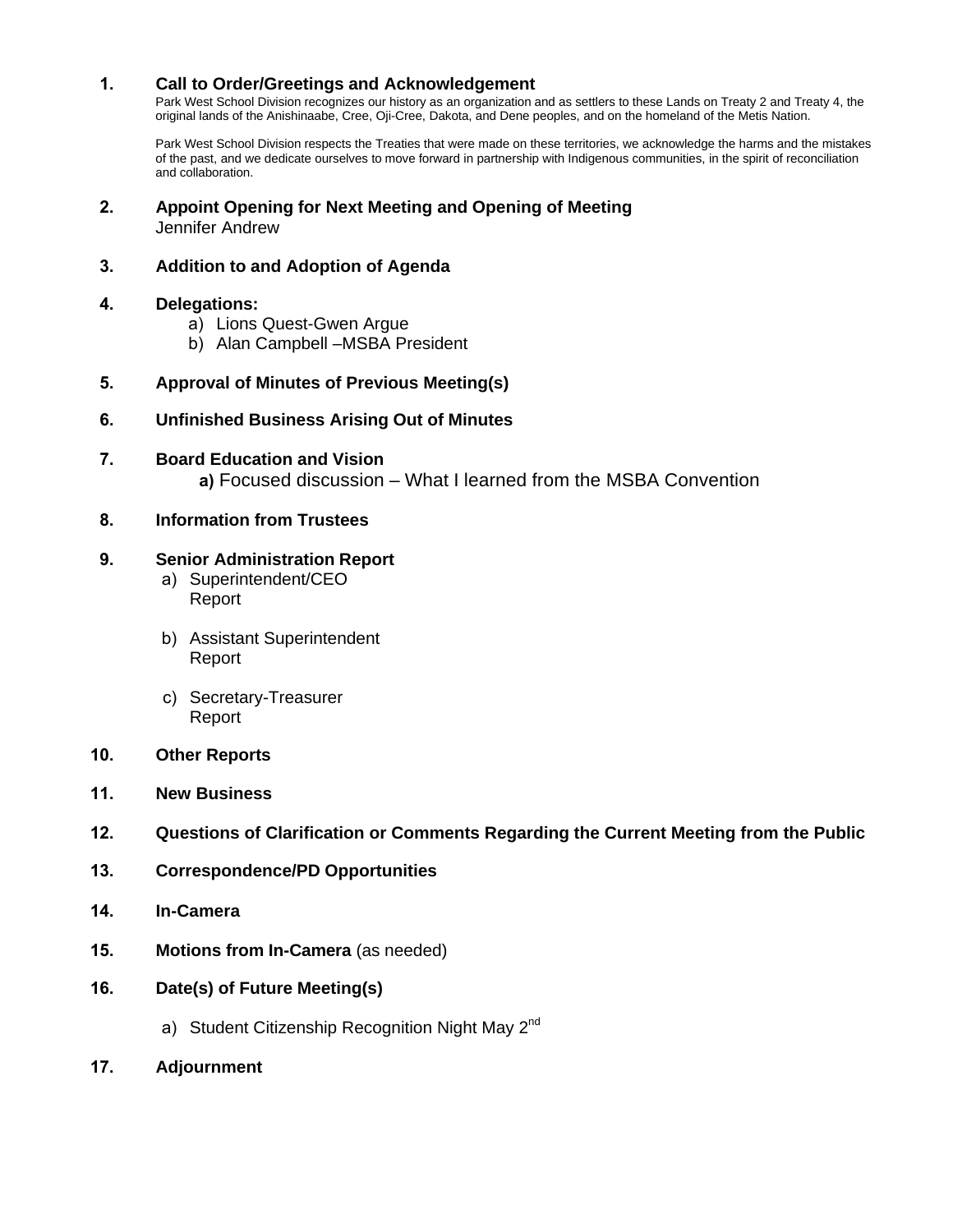**1. Call to Order/Greetings and Acknowledgement**

Park West School Division recognizes our history as an organization and as settlers to these Lands on Treaty 2 and Treaty 4, the original lands of the Anishinaabe, Cree, Oji-Cree, Dakota, and Dene peoples, and on the homeland of the Metis Nation.

Park West School Division respects the Treaties that were made on these territories, we acknowledge the harms and the mistakes of the past, and we dedicate ourselves to move forward in partnership with Indigenous communities, in the spirit of reconciliation and collaboration.

**2. Appoint Opening for Next Meeting and Opening of Meeting**

Jennifer Andrew

**3. Addition to and Adoption of Agenda**

**4. Delegations:**

a) Lions Quest-Gwen Argue
b) Alan Campbell –MSBA President

**5. Approval of Minutes of Previous Meeting(s)**

**6. Unfinished Business Arising Out of Minutes**

**7. Board Education and Vision**

**a)** Focused discussion – What I learned from the MSBA Convention

**8. Information from Trustees**

**9. Senior Administration Report**

a) Superintendent/CEO Report

b) Assistant Superintendent Report

c) Secretary-Treasurer Report

**10. Other Reports**

**11. New Business**

**12. Questions of Clarification or Comments Regarding the Current Meeting from the Public**

**13. Correspondence/PD Opportunities**

**14. In-Camera**

**15. Motions from In-Camera** (as needed)

**16. Date(s) of Future Meeting(s)**

a) Student Citizenship Recognition Night May 2nd

**17. Adjournment**